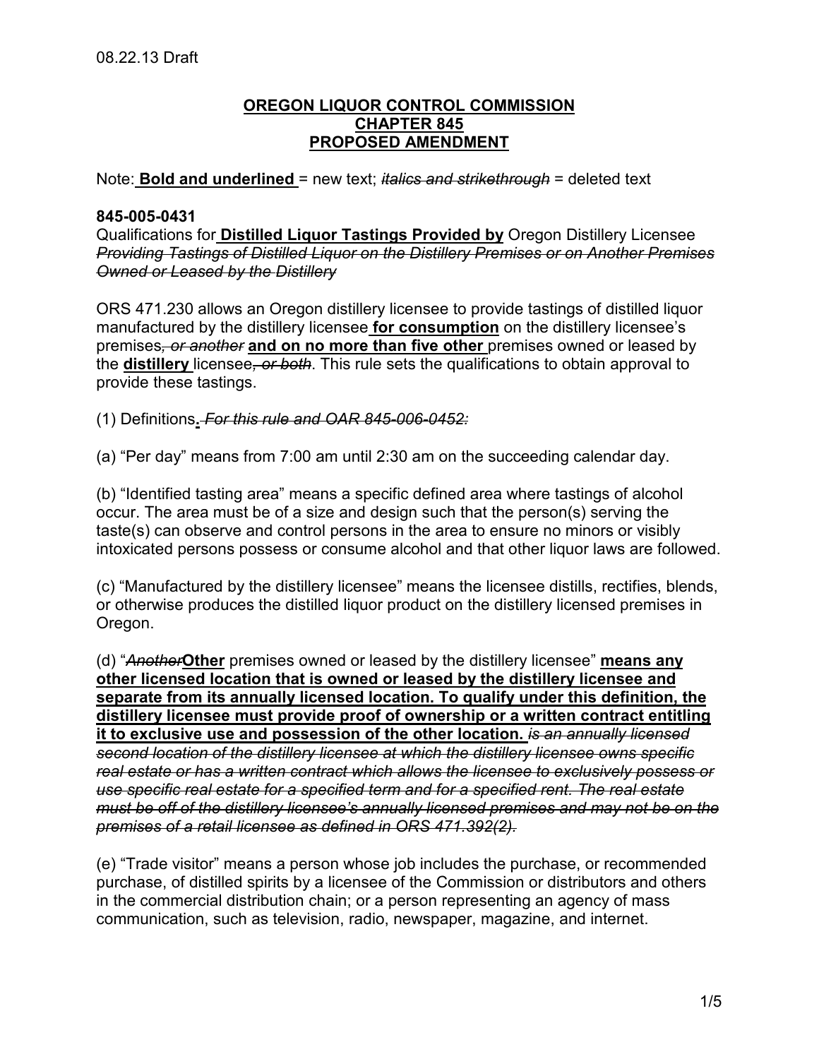08.22.13 Draft

**OREGON LIQUOR CONTROL COMMISSION**
**CHAPTER 845**
**PROPOSED AMENDMENT**

Note: **<u>Bold and underlined</u>** = new text; ~~*italics and strikethrough*~~ = deleted text

**845-005-0431**

Qualifications for **<u>Distilled Liquor Tastings Provided by</u>** Oregon Distillery Licensee ~~*Providing Tastings of Distilled Liquor on the Distillery Premises or on Another Premises Owned or Leased by the Distillery*~~

ORS 471.230 allows an Oregon distillery licensee to provide tastings of distilled liquor manufactured by the distillery licensee **<u>for consumption</u>** on the distillery licensee's premises~~*, or another*~~ **<u>and on no more than five other</u>** premises owned or leased by the **<u>distillery</u>** licensee~~*, or both*~~. This rule sets the qualifications to obtain approval to provide these tastings.

(1) Definitions**<u>.</u>** ~~*For this rule and OAR 845-006-0452:*~~

(a) "Per day" means from 7:00 am until 2:30 am on the succeeding calendar day.

(b) "Identified tasting area" means a specific defined area where tastings of alcohol occur. The area must be of a size and design such that the person(s) serving the taste(s) can observe and control persons in the area to ensure no minors or visibly intoxicated persons possess or consume alcohol and that other liquor laws are followed.

(c) "Manufactured by the distillery licensee" means the licensee distills, rectifies, blends, or otherwise produces the distilled liquor product on the distillery licensed premises in Oregon.

(d) "~~*Another*~~**<u>Other</u>** premises owned or leased by the distillery licensee" **<u>means any other licensed location that is owned or leased by the distillery licensee and separate from its annually licensed location. To qualify under this definition, the distillery licensee must provide proof of ownership or a written contract entitling it to exclusive use and possession of the other location.</u>** ~~*is an annually licensed second location of the distillery licensee at which the distillery licensee owns specific real estate or has a written contract which allows the licensee to exclusively possess or use specific real estate for a specified term and for a specified rent. The real estate must be off of the distillery licensee's annually licensed premises and may not be on the premises of a retail licensee as defined in ORS 471.392(2).*~~

(e) "Trade visitor" means a person whose job includes the purchase, or recommended purchase, of distilled spirits by a licensee of the Commission or distributors and others in the commercial distribution chain; or a person representing an agency of mass communication, such as television, radio, newspaper, magazine, and internet.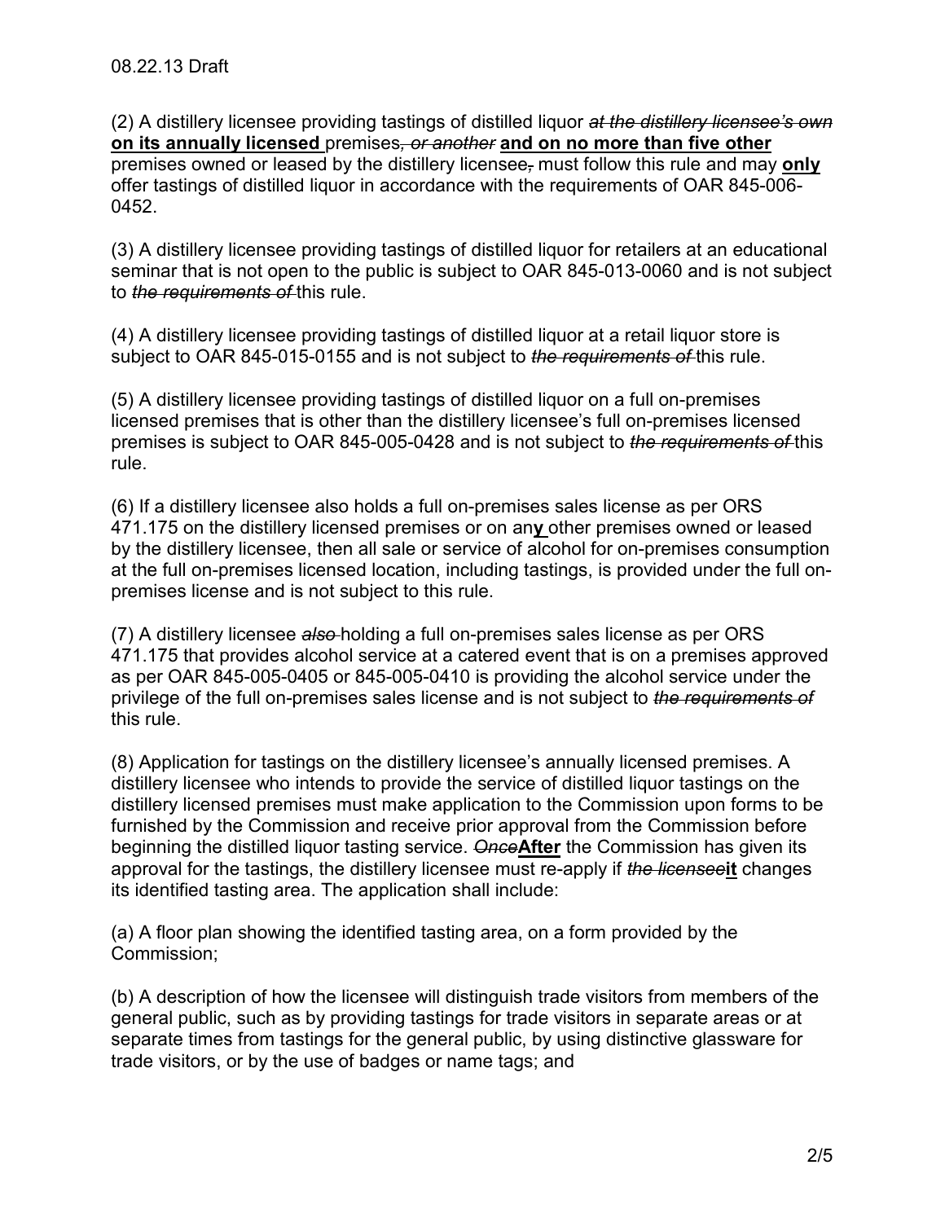08.22.13 Draft

(2) A distillery licensee providing tastings of distilled liquor ~~*at the distillery licensee's own*~~ **on its annually licensed** premises~~*, or another*~~ **and on no more than five other** premises owned or leased by the distillery licensee~~,~~ must follow this rule and may **only** offer tastings of distilled liquor in accordance with the requirements of OAR 845-006-0452.

(3) A distillery licensee providing tastings of distilled liquor for retailers at an educational seminar that is not open to the public is subject to OAR 845-013-0060 and is not subject to ~~*the requirements of*~~ this rule.

(4) A distillery licensee providing tastings of distilled liquor at a retail liquor store is subject to OAR 845-015-0155 and is not subject to ~~*the requirements of*~~ this rule.

(5) A distillery licensee providing tastings of distilled liquor on a full on-premises licensed premises that is other than the distillery licensee's full on-premises licensed premises is subject to OAR 845-005-0428 and is not subject to ~~*the requirements of*~~ this rule.

(6) If a distillery licensee also holds a full on-premises sales license as per ORS 471.175 on the distillery licensed premises or on an**y** other premises owned or leased by the distillery licensee, then all sale or service of alcohol for on-premises consumption at the full on-premises licensed location, including tastings, is provided under the full on-premises license and is not subject to this rule.

(7) A distillery licensee ~~*also*~~ holding a full on-premises sales license as per ORS 471.175 that provides alcohol service at a catered event that is on a premises approved as per OAR 845-005-0405 or 845-005-0410 is providing the alcohol service under the privilege of the full on-premises sales license and is not subject to ~~*the requirements of*~~ this rule.

(8) Application for tastings on the distillery licensee's annually licensed premises. A distillery licensee who intends to provide the service of distilled liquor tastings on the distillery licensed premises must make application to the Commission upon forms to be furnished by the Commission and receive prior approval from the Commission before beginning the distilled liquor tasting service. ~~*Once*~~**After** the Commission has given its approval for the tastings, the distillery licensee must re-apply if ~~*the licensee*~~**it** changes its identified tasting area. The application shall include:

(a) A floor plan showing the identified tasting area, on a form provided by the Commission;

(b) A description of how the licensee will distinguish trade visitors from members of the general public, such as by providing tastings for trade visitors in separate areas or at separate times from tastings for the general public, by using distinctive glassware for trade visitors, or by the use of badges or name tags; and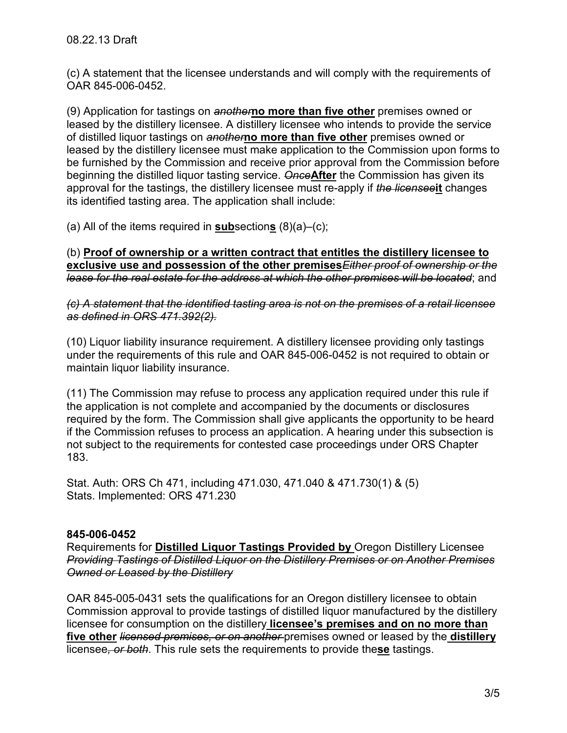08.22.13 Draft

(c) A statement that the licensee understands and will comply with the requirements of OAR 845-006-0452.

(9) Application for tastings on ~~*another*~~**<u>no more than five other</u>** premises owned or leased by the distillery licensee. A distillery licensee who intends to provide the service of distilled liquor tastings on ~~*another*~~**<u>no more than five other</u>** premises owned or leased by the distillery licensee must make application to the Commission upon forms to be furnished by the Commission and receive prior approval from the Commission before beginning the distilled liquor tasting service. ~~*Once*~~**<u>After</u>** the Commission has given its approval for the tastings, the distillery licensee must re-apply if ~~*the licensee*~~**<u>it</u>** changes its identified tasting area. The application shall include:

(a) All of the items required in **<u>sub</u>**section**<u>s</u>** (8)(a)–(c);

(b) **<u>Proof of ownership or a written contract that entitles the distillery licensee to exclusive use and possession of the other premises</u>**~~*Either proof of ownership or the lease for the real estate for the address at which the other premises will be located*~~; and

~~*(c) A statement that the identified tasting area is not on the premises of a retail licensee as defined in ORS 471.392(2).*~~

(10) Liquor liability insurance requirement. A distillery licensee providing only tastings under the requirements of this rule and OAR 845-006-0452 is not required to obtain or maintain liquor liability insurance.

(11) The Commission may refuse to process any application required under this rule if the application is not complete and accompanied by the documents or disclosures required by the form. The Commission shall give applicants the opportunity to be heard if the Commission refuses to process an application. A hearing under this subsection is not subject to the requirements for contested case proceedings under ORS Chapter 183.

Stat. Auth: ORS Ch 471, including 471.030, 471.040 & 471.730(1) & (5)
Stats. Implemented: ORS 471.230

**845-006-0452**
Requirements for **<u>Distilled Liquor Tastings Provided by</u>** Oregon Distillery Licensee ~~*Providing Tastings of Distilled Liquor on the Distillery Premises or on Another Premises Owned or Leased by the Distillery*~~

OAR 845-005-0431 sets the qualifications for an Oregon distillery licensee to obtain Commission approval to provide tastings of distilled liquor manufactured by the distillery licensee for consumption on the distillery **<u>licensee's premises and on no more than five other</u>** ~~*licensed premises, or on another*~~ premises owned or leased by the **<u>distillery</u>** licensee~~*, or both*~~. This rule sets the requirements to provide the**<u>se</u>** tastings.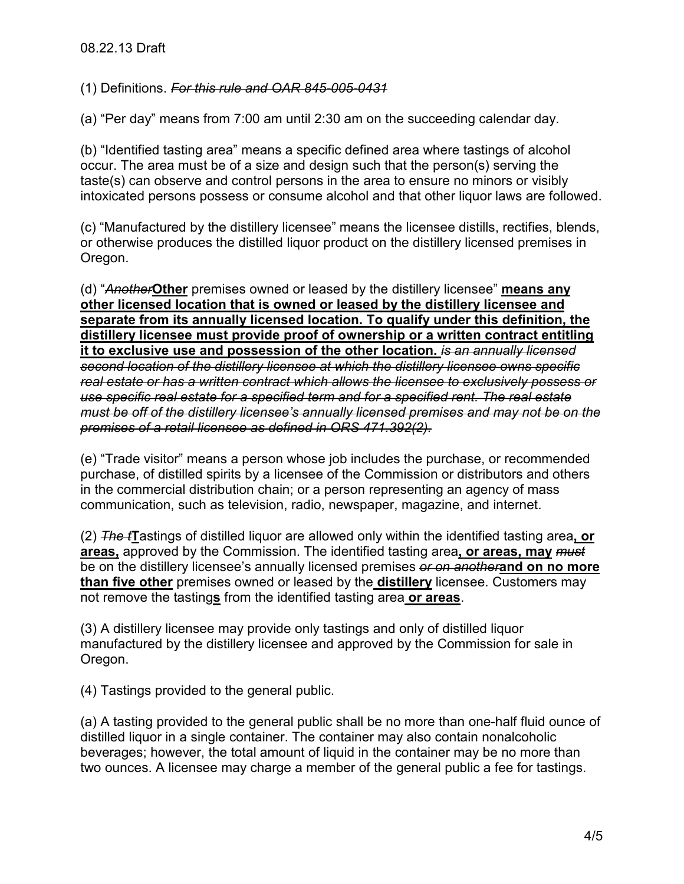08.22.13 Draft

(1) Definitions. ~~*For this rule and OAR 845-005-0431*~~

(a) "Per day" means from 7:00 am until 2:30 am on the succeeding calendar day.

(b) "Identified tasting area" means a specific defined area where tastings of alcohol occur. The area must be of a size and design such that the person(s) serving the taste(s) can observe and control persons in the area to ensure no minors or visibly intoxicated persons possess or consume alcohol and that other liquor laws are followed.

(c) "Manufactured by the distillery licensee" means the licensee distills, rectifies, blends, or otherwise produces the distilled liquor product on the distillery licensed premises in Oregon.

(d) "~~*Another*~~**Other** premises owned or leased by the distillery licensee" **<u>means any other licensed location that is owned or leased by the distillery licensee and separate from its annually licensed location. To qualify under this definition, the distillery licensee must provide proof of ownership or a written contract entitling it to exclusive use and possession of the other location.</u>** ~~*is an annually licensed second location of the distillery licensee at which the distillery licensee owns specific real estate or has a written contract which allows the licensee to exclusively possess or use specific real estate for a specified term and for a specified rent. The real estate must be off of the distillery licensee's annually licensed premises and may not be on the premises of a retail licensee as defined in ORS 471.392(2).*~~

(e) "Trade visitor" means a person whose job includes the purchase, or recommended purchase, of distilled spirits by a licensee of the Commission or distributors and others in the commercial distribution chain; or a person representing an agency of mass communication, such as television, radio, newspaper, magazine, and internet.

(2) ~~*The t*~~**T**astings of distilled liquor are allowed only within the identified tasting area**<u>, or areas,</u>** approved by the Commission. The identified tasting area**<u>, or areas, may</u>** ~~*must*~~ be on the distillery licensee's annually licensed premises ~~*or on another*~~**<u>and on no more than five other</u>** premises owned or leased by the **<u>distillery</u>** licensee. Customers may not remove the tasting**<u>s</u>** from the identified tasting area **<u>or areas</u>**.

(3) A distillery licensee may provide only tastings and only of distilled liquor manufactured by the distillery licensee and approved by the Commission for sale in Oregon.

(4) Tastings provided to the general public.

(a) A tasting provided to the general public shall be no more than one-half fluid ounce of distilled liquor in a single container. The container may also contain nonalcoholic beverages; however, the total amount of liquid in the container may be no more than two ounces. A licensee may charge a member of the general public a fee for tastings.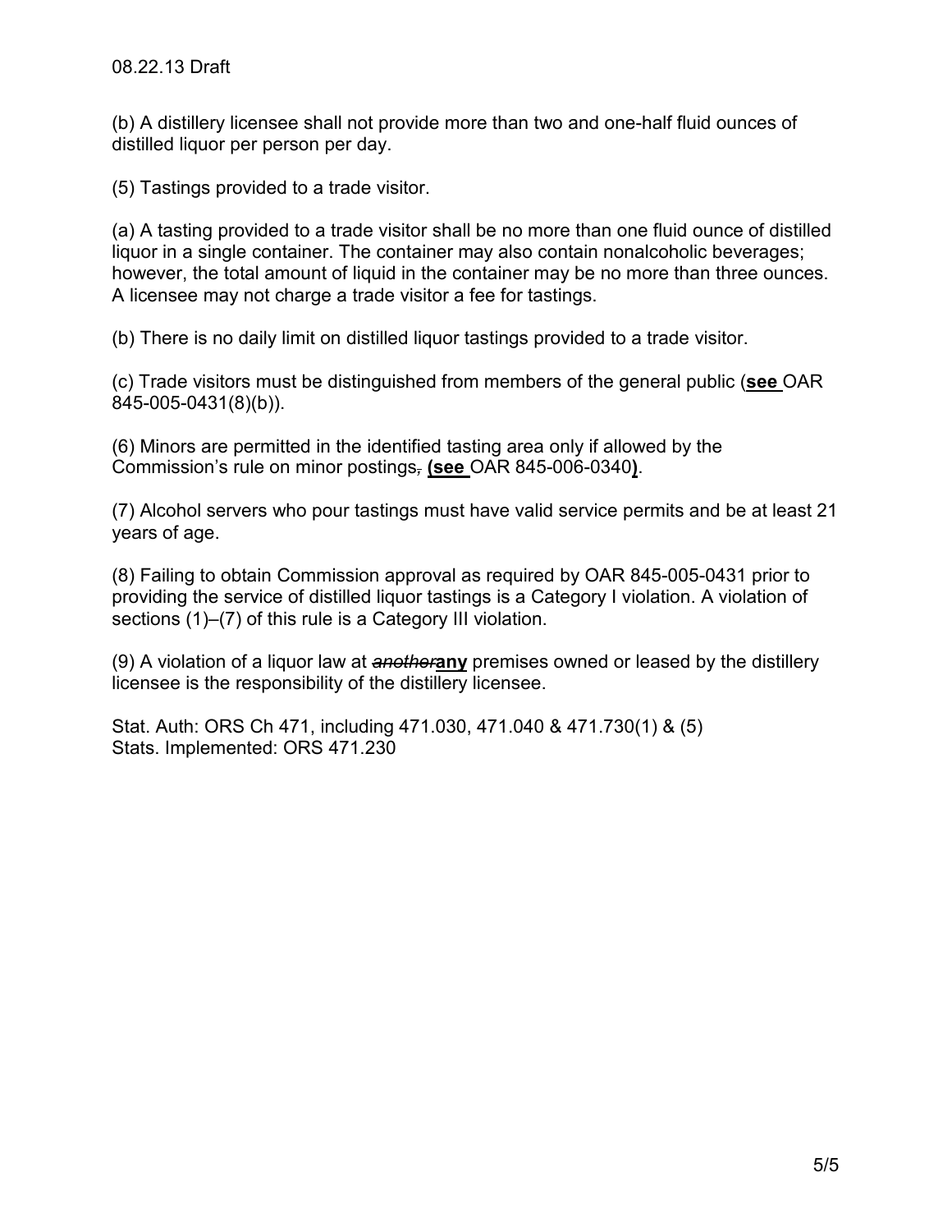(b) A distillery licensee shall not provide more than two and one-half fluid ounces of distilled liquor per person per day.

(5) Tastings provided to a trade visitor.

(a) A tasting provided to a trade visitor shall be no more than one fluid ounce of distilled liquor in a single container. The container may also contain nonalcoholic beverages; however, the total amount of liquid in the container may be no more than three ounces. A licensee may not charge a trade visitor a fee for tastings.

(b) There is no daily limit on distilled liquor tastings provided to a trade visitor.

(c) Trade visitors must be distinguished from members of the general public (**see** OAR 845-005-0431(8)(b)).

(6) Minors are permitted in the identified tasting area only if allowed by the Commission's rule on minor postings~~,~~ **(see** OAR 845-006-0340**)**.

(7) Alcohol servers who pour tastings must have valid service permits and be at least 21 years of age.

(8) Failing to obtain Commission approval as required by OAR 845-005-0431 prior to providing the service of distilled liquor tastings is a Category I violation. A violation of sections (1)–(7) of this rule is a Category III violation.

(9) A violation of a liquor law at ~~*another*~~**any** premises owned or leased by the distillery licensee is the responsibility of the distillery licensee.

Stat. Auth: ORS Ch 471, including 471.030, 471.040 & 471.730(1) & (5)
Stats. Implemented: ORS 471.230